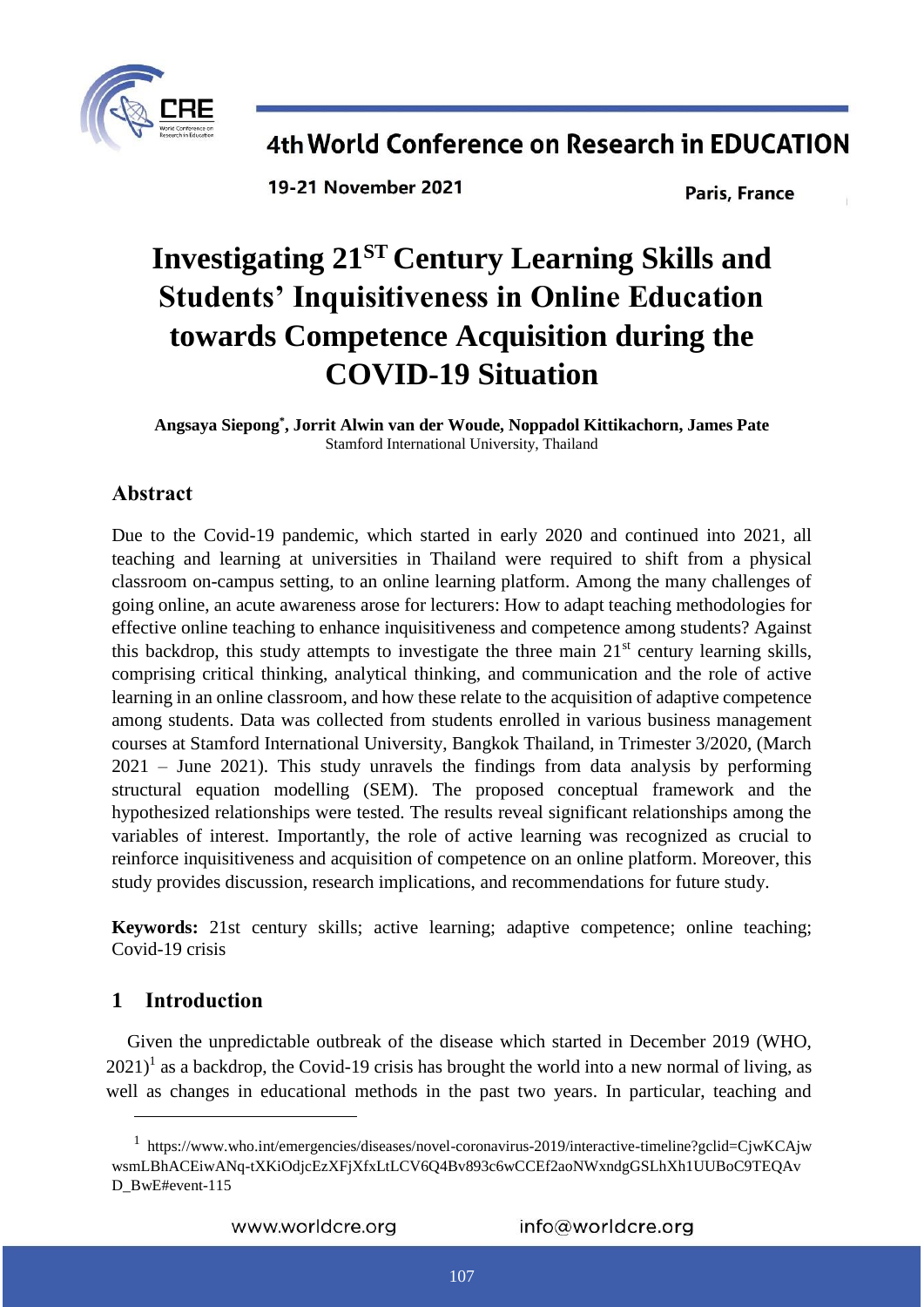# Investigating 21[ST] Century Learning Skills and Students' Inquisitiveness in Online Education towards Competence Acquisition during the COVID-19 Situation

**Angsaya Siepong[*], Jorrit Alwin van der Woude, Noppadol Kittikachorn, James Pate**
Stamford International University, Thailand

## Abstract

Due to the Covid-19 pandemic, which started in early 2020 and continued into 2021, all teaching and learning at universities in Thailand were required to shift from a physical classroom on-campus setting, to an online learning platform. Among the many challenges of going online, an acute awareness arose for lecturers: How to adapt teaching methodologies for effective online teaching to enhance inquisitiveness and competence among students? Against this backdrop, this study attempts to investigate the three main 21[st] century learning skills, comprising critical thinking, analytical thinking, and communication and the role of active learning in an online classroom, and how these relate to the acquisition of adaptive competence among students. Data was collected from students enrolled in various business management courses at Stamford International University, Bangkok Thailand, in Trimester 3/2020, (March 2021 – June 2021). This study unravels the findings from data analysis by performing structural equation modelling (SEM). The proposed conceptual framework and the hypothesized relationships were tested. The results reveal significant relationships among the variables of interest. Importantly, the role of active learning was recognized as crucial to reinforce inquisitiveness and acquisition of competence on an online platform. Moreover, this study provides discussion, research implications, and recommendations for future study.

**Keywords:** 21st century skills; active learning; adaptive competence; online teaching; Covid-19 crisis

## 1 Introduction

Given the unpredictable outbreak of the disease which started in December 2019 (WHO, 2021)[1] as a backdrop, the Covid-19 crisis has brought the world into a new normal of living, as well as changes in educational methods in the past two years. In particular, teaching and

[1] https://www.who.int/emergencies/diseases/novel-coronavirus-2019/interactive-timeline?gclid=CjwKCAjwwsmLBhACEiwANq-tXKiOdjcEzXFjXfxLtLCV6Q4Bv893c6wCCEf2aoNWxndgGSLhXh1UUBoC9TEQAvD_BwE#event-115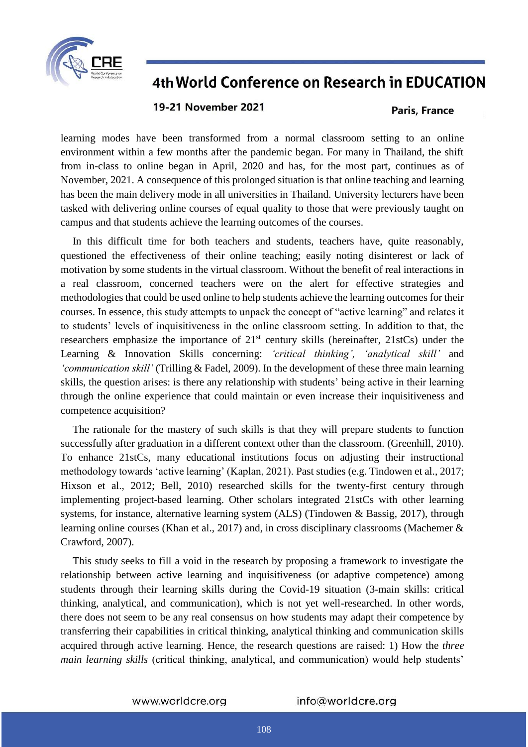learning modes have been transformed from a normal classroom setting to an online environment within a few months after the pandemic began. For many in Thailand, the shift from in-class to online began in April, 2020 and has, for the most part, continues as of November, 2021. A consequence of this prolonged situation is that online teaching and learning has been the main delivery mode in all universities in Thailand. University lecturers have been tasked with delivering online courses of equal quality to those that were previously taught on campus and that students achieve the learning outcomes of the courses.

In this difficult time for both teachers and students, teachers have, quite reasonably, questioned the effectiveness of their online teaching; easily noting disinterest or lack of motivation by some students in the virtual classroom. Without the benefit of real interactions in a real classroom, concerned teachers were on the alert for effective strategies and methodologies that could be used online to help students achieve the learning outcomes for their courses. In essence, this study attempts to unpack the concept of "active learning" and relates it to students' levels of inquisitiveness in the online classroom setting. In addition to that, the researchers emphasize the importance of 21st century skills (hereinafter, 21stCs) under the Learning & Innovation Skills concerning: *'critical thinking', 'analytical skill'* and *'communication skill'* (Trilling & Fadel, 2009). In the development of these three main learning skills, the question arises: is there any relationship with students' being active in their learning through the online experience that could maintain or even increase their inquisitiveness and competence acquisition?

The rationale for the mastery of such skills is that they will prepare students to function successfully after graduation in a different context other than the classroom. (Greenhill, 2010). To enhance 21stCs, many educational institutions focus on adjusting their instructional methodology towards 'active learning' (Kaplan, 2021). Past studies (e.g. Tindowen et al., 2017; Hixson et al., 2012; Bell, 2010) researched skills for the twenty-first century through implementing project-based learning. Other scholars integrated 21stCs with other learning systems, for instance, alternative learning system (ALS) (Tindowen & Bassig, 2017), through learning online courses (Khan et al., 2017) and, in cross disciplinary classrooms (Machemer & Crawford, 2007).

This study seeks to fill a void in the research by proposing a framework to investigate the relationship between active learning and inquisitiveness (or adaptive competence) among students through their learning skills during the Covid-19 situation (3-main skills: critical thinking, analytical, and communication), which is not yet well-researched. In other words, there does not seem to be any real consensus on how students may adapt their competence by transferring their capabilities in critical thinking, analytical thinking and communication skills acquired through active learning. Hence, the research questions are raised: 1) How the *three main learning skills* (critical thinking, analytical, and communication) would help students'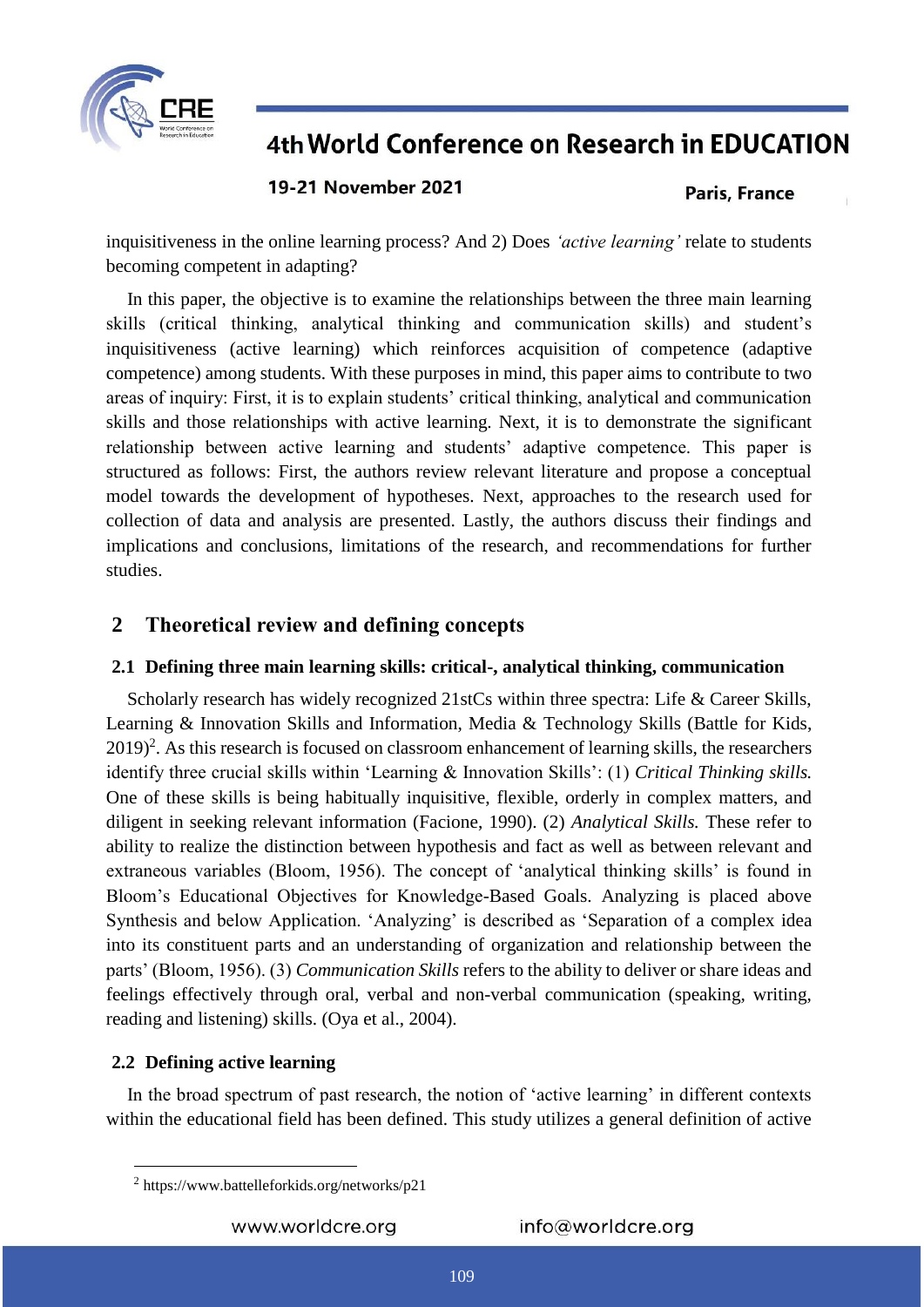inquisitiveness in the online learning process? And 2) Does *'active learning'* relate to students becoming competent in adapting?

In this paper, the objective is to examine the relationships between the three main learning skills (critical thinking, analytical thinking and communication skills) and student's inquisitiveness (active learning) which reinforces acquisition of competence (adaptive competence) among students. With these purposes in mind, this paper aims to contribute to two areas of inquiry: First, it is to explain students' critical thinking, analytical and communication skills and those relationships with active learning. Next, it is to demonstrate the significant relationship between active learning and students' adaptive competence. This paper is structured as follows: First, the authors review relevant literature and propose a conceptual model towards the development of hypotheses. Next, approaches to the research used for collection of data and analysis are presented. Lastly, the authors discuss their findings and implications and conclusions, limitations of the research, and recommendations for further studies.

## 2 Theoretical review and defining concepts

### 2.1 Defining three main learning skills: critical-, analytical thinking, communication

Scholarly research has widely recognized 21stCs within three spectra: Life & Career Skills, Learning & Innovation Skills and Information, Media & Technology Skills (Battle for Kids, 2019)[2]. As this research is focused on classroom enhancement of learning skills, the researchers identify three crucial skills within 'Learning & Innovation Skills': (1) *Critical Thinking skills.* One of these skills is being habitually inquisitive, flexible, orderly in complex matters, and diligent in seeking relevant information (Facione, 1990). (2) *Analytical Skills.* These refer to ability to realize the distinction between hypothesis and fact as well as between relevant and extraneous variables (Bloom, 1956). The concept of 'analytical thinking skills' is found in Bloom's Educational Objectives for Knowledge-Based Goals. Analyzing is placed above Synthesis and below Application. 'Analyzing' is described as 'Separation of a complex idea into its constituent parts and an understanding of organization and relationship between the parts' (Bloom, 1956). (3) *Communication Skills* refers to the ability to deliver or share ideas and feelings effectively through oral, verbal and non-verbal communication (speaking, writing, reading and listening) skills. (Oya et al., 2004).

### 2.2 Defining active learning

In the broad spectrum of past research, the notion of 'active learning' in different contexts within the educational field has been defined. This study utilizes a general definition of active

[2] https://www.battelleforkids.org/networks/p21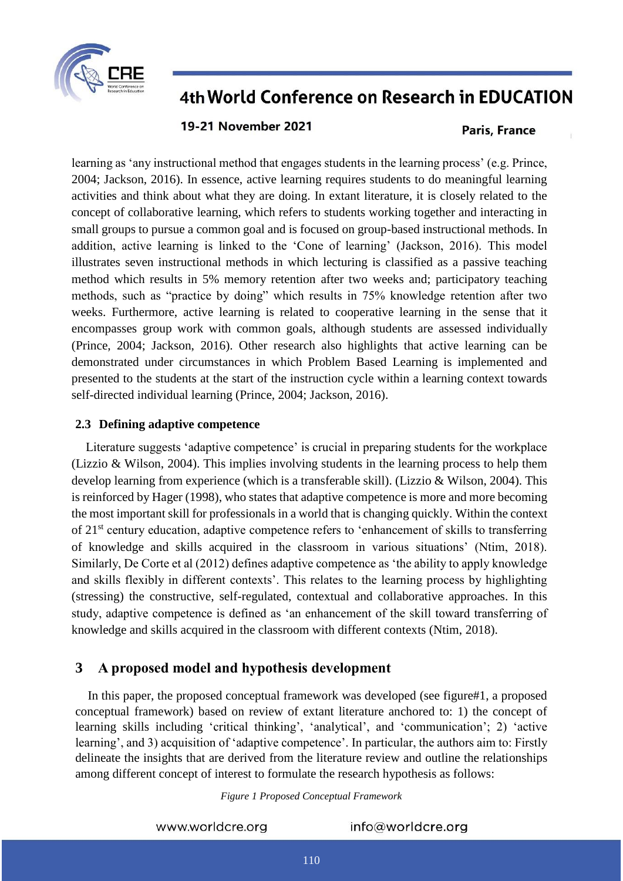learning as 'any instructional method that engages students in the learning process' (e.g. Prince, 2004; Jackson, 2016). In essence, active learning requires students to do meaningful learning activities and think about what they are doing. In extant literature, it is closely related to the concept of collaborative learning, which refers to students working together and interacting in small groups to pursue a common goal and is focused on group-based instructional methods. In addition, active learning is linked to the 'Cone of learning' (Jackson, 2016). This model illustrates seven instructional methods in which lecturing is classified as a passive teaching method which results in 5% memory retention after two weeks and; participatory teaching methods, such as "practice by doing" which results in 75% knowledge retention after two weeks. Furthermore, active learning is related to cooperative learning in the sense that it encompasses group work with common goals, although students are assessed individually (Prince, 2004; Jackson, 2016). Other research also highlights that active learning can be demonstrated under circumstances in which Problem Based Learning is implemented and presented to the students at the start of the instruction cycle within a learning context towards self-directed individual learning (Prince, 2004; Jackson, 2016).

### 2.3 Defining adaptive competence

Literature suggests 'adaptive competence' is crucial in preparing students for the workplace (Lizzio & Wilson, 2004). This implies involving students in the learning process to help them develop learning from experience (which is a transferable skill). (Lizzio & Wilson, 2004). This is reinforced by Hager (1998), who states that adaptive competence is more and more becoming the most important skill for professionals in a world that is changing quickly. Within the context of 21st century education, adaptive competence refers to 'enhancement of skills to transferring of knowledge and skills acquired in the classroom in various situations' (Ntim, 2018). Similarly, De Corte et al (2012) defines adaptive competence as 'the ability to apply knowledge and skills flexibly in different contexts'. This relates to the learning process by highlighting (stressing) the constructive, self-regulated, contextual and collaborative approaches. In this study, adaptive competence is defined as 'an enhancement of the skill toward transferring of knowledge and skills acquired in the classroom with different contexts (Ntim, 2018).

## 3 A proposed model and hypothesis development

In this paper, the proposed conceptual framework was developed (see figure#1, a proposed conceptual framework) based on review of extant literature anchored to: 1) the concept of learning skills including 'critical thinking', 'analytical', and 'communication'; 2) 'active learning', and 3) acquisition of 'adaptive competence'. In particular, the authors aim to: Firstly delineate the insights that are derived from the literature review and outline the relationships among different concept of interest to formulate the research hypothesis as follows:

*Figure 1 Proposed Conceptual Framework*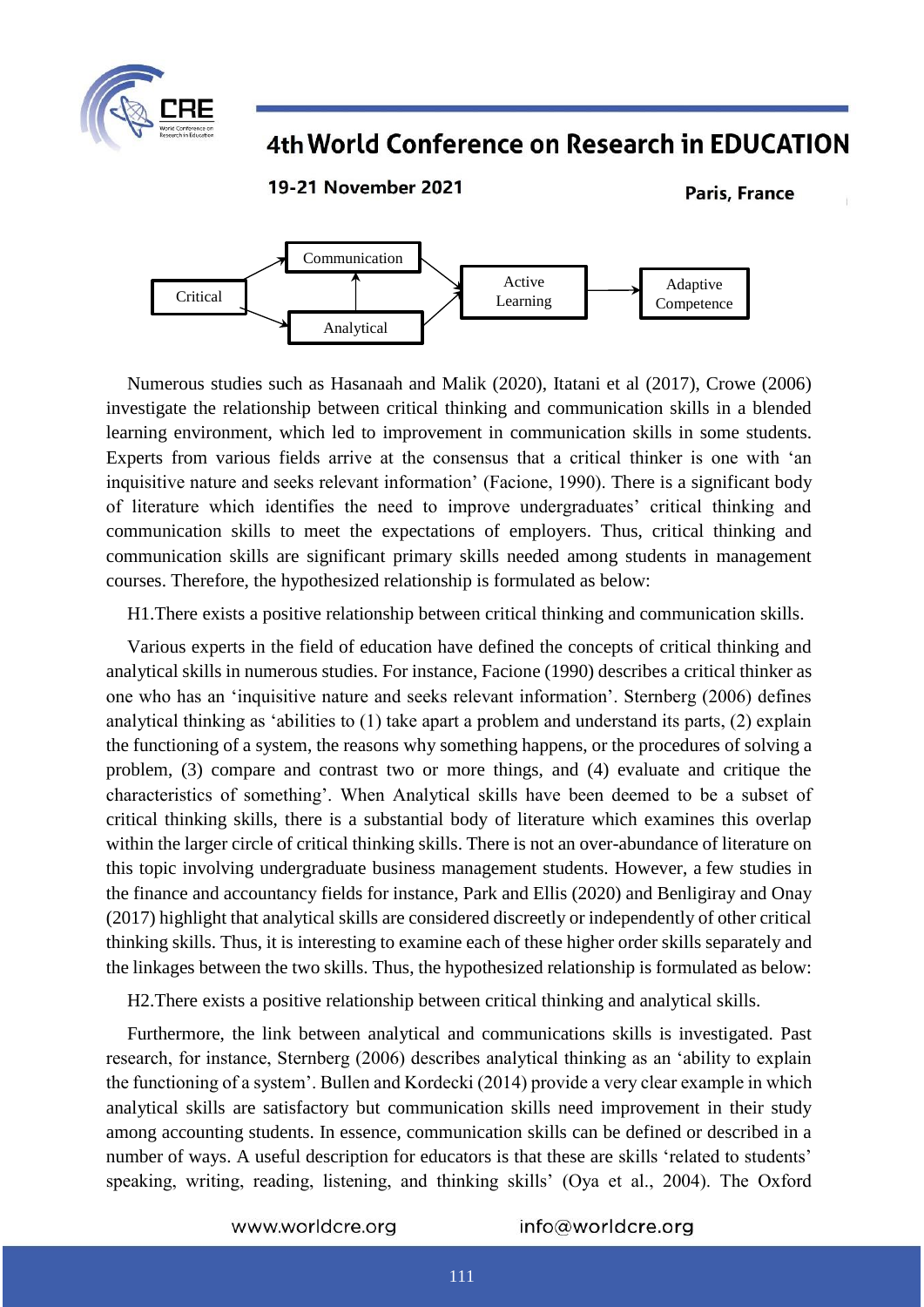Critical → Communication; Critical → Analytical; Analytical → Communication; Communication → Active Learning; Analytical → Active Learning; Active Learning → Adaptive Competence

Numerous studies such as Hasanaah and Malik (2020), Itatani et al (2017), Crowe (2006) investigate the relationship between critical thinking and communication skills in a blended learning environment, which led to improvement in communication skills in some students. Experts from various fields arrive at the consensus that a critical thinker is one with 'an inquisitive nature and seeks relevant information' (Facione, 1990). There is a significant body of literature which identifies the need to improve undergraduates' critical thinking and communication skills to meet the expectations of employers. Thus, critical thinking and communication skills are significant primary skills needed among students in management courses. Therefore, the hypothesized relationship is formulated as below:

H1.There exists a positive relationship between critical thinking and communication skills.

Various experts in the field of education have defined the concepts of critical thinking and analytical skills in numerous studies. For instance, Facione (1990) describes a critical thinker as one who has an 'inquisitive nature and seeks relevant information'. Sternberg (2006) defines analytical thinking as 'abilities to (1) take apart a problem and understand its parts, (2) explain the functioning of a system, the reasons why something happens, or the procedures of solving a problem, (3) compare and contrast two or more things, and (4) evaluate and critique the characteristics of something'. When Analytical skills have been deemed to be a subset of critical thinking skills, there is a substantial body of literature which examines this overlap within the larger circle of critical thinking skills. There is not an over-abundance of literature on this topic involving undergraduate business management students. However, a few studies in the finance and accountancy fields for instance, Park and Ellis (2020) and Benligiray and Onay (2017) highlight that analytical skills are considered discreetly or independently of other critical thinking skills. Thus, it is interesting to examine each of these higher order skills separately and the linkages between the two skills. Thus, the hypothesized relationship is formulated as below:

H2.There exists a positive relationship between critical thinking and analytical skills.

Furthermore, the link between analytical and communications skills is investigated. Past research, for instance, Sternberg (2006) describes analytical thinking as an 'ability to explain the functioning of a system'. Bullen and Kordecki (2014) provide a very clear example in which analytical skills are satisfactory but communication skills need improvement in their study among accounting students. In essence, communication skills can be defined or described in a number of ways. A useful description for educators is that these are skills 'related to students' speaking, writing, reading, listening, and thinking skills' (Oya et al., 2004). The Oxford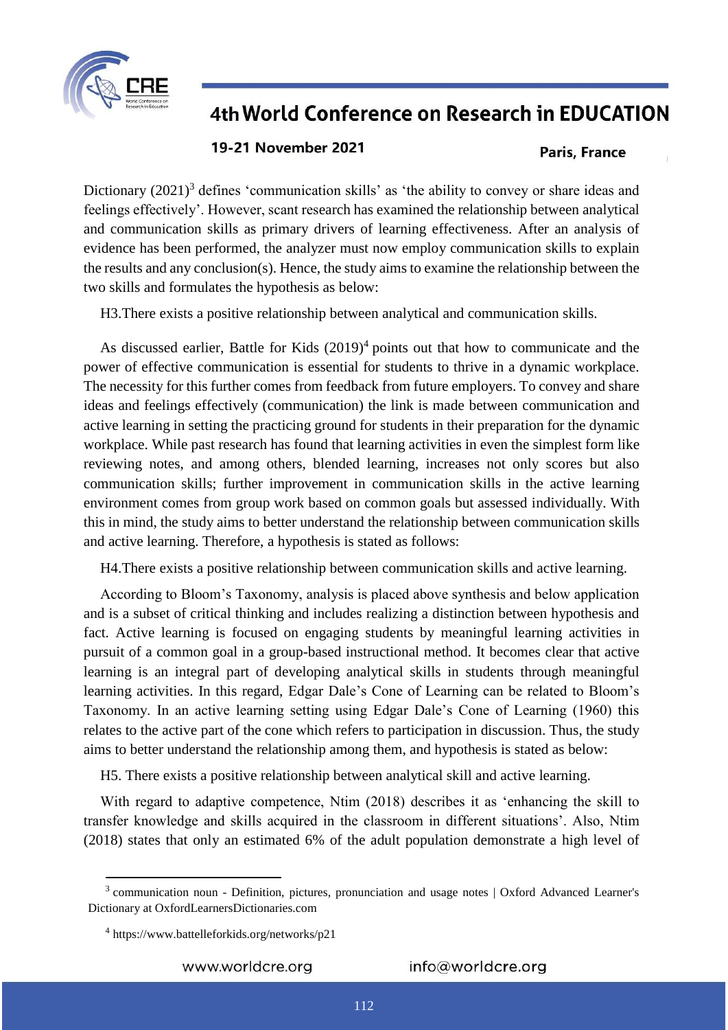Dictionary (2021)[3] defines 'communication skills' as 'the ability to convey or share ideas and feelings effectively'. However, scant research has examined the relationship between analytical and communication skills as primary drivers of learning effectiveness. After an analysis of evidence has been performed, the analyzer must now employ communication skills to explain the results and any conclusion(s). Hence, the study aims to examine the relationship between the two skills and formulates the hypothesis as below:

H3.There exists a positive relationship between analytical and communication skills.

As discussed earlier, Battle for Kids (2019)[4] points out that how to communicate and the power of effective communication is essential for students to thrive in a dynamic workplace. The necessity for this further comes from feedback from future employers. To convey and share ideas and feelings effectively (communication) the link is made between communication and active learning in setting the practicing ground for students in their preparation for the dynamic workplace. While past research has found that learning activities in even the simplest form like reviewing notes, and among others, blended learning, increases not only scores but also communication skills; further improvement in communication skills in the active learning environment comes from group work based on common goals but assessed individually. With this in mind, the study aims to better understand the relationship between communication skills and active learning. Therefore, a hypothesis is stated as follows:

H4.There exists a positive relationship between communication skills and active learning.

According to Bloom's Taxonomy, analysis is placed above synthesis and below application and is a subset of critical thinking and includes realizing a distinction between hypothesis and fact. Active learning is focused on engaging students by meaningful learning activities in pursuit of a common goal in a group-based instructional method. It becomes clear that active learning is an integral part of developing analytical skills in students through meaningful learning activities. In this regard, Edgar Dale's Cone of Learning can be related to Bloom's Taxonomy. In an active learning setting using Edgar Dale's Cone of Learning (1960) this relates to the active part of the cone which refers to participation in discussion. Thus, the study aims to better understand the relationship among them, and hypothesis is stated as below:

H5. There exists a positive relationship between analytical skill and active learning.

With regard to adaptive competence, Ntim (2018) describes it as 'enhancing the skill to transfer knowledge and skills acquired in the classroom in different situations'. Also, Ntim (2018) states that only an estimated 6% of the adult population demonstrate a high level of

---

[3] communication noun - Definition, pictures, pronunciation and usage notes | Oxford Advanced Learner's Dictionary at OxfordLearnersDictionaries.com

[4] https://www.battelleforkids.org/networks/p21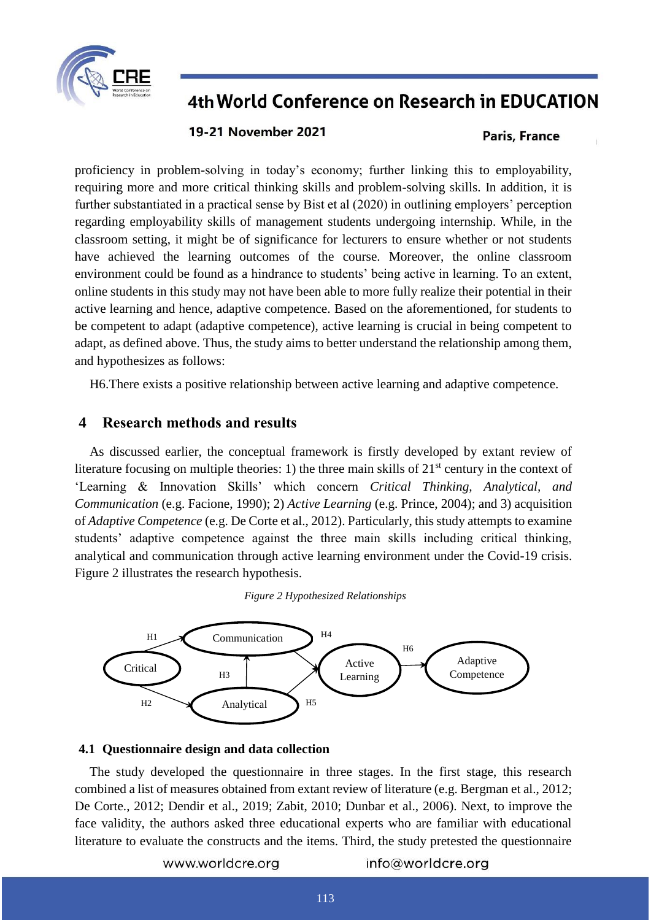proficiency in problem-solving in today's economy; further linking this to employability, requiring more and more critical thinking skills and problem-solving skills. In addition, it is further substantiated in a practical sense by Bist et al (2020) in outlining employers' perception regarding employability skills of management students undergoing internship. While, in the classroom setting, it might be of significance for lecturers to ensure whether or not students have achieved the learning outcomes of the course. Moreover, the online classroom environment could be found as a hindrance to students' being active in learning. To an extent, online students in this study may not have been able to more fully realize their potential in their active learning and hence, adaptive competence. Based on the aforementioned, for students to be competent to adapt (adaptive competence), active learning is crucial in being competent to adapt, as defined above. Thus, the study aims to better understand the relationship among them, and hypothesizes as follows:

H6.There exists a positive relationship between active learning and adaptive competence.

## 4 Research methods and results

As discussed earlier, the conceptual framework is firstly developed by extant review of literature focusing on multiple theories: 1) the three main skills of 21st century in the context of 'Learning & Innovation Skills' which concern *Critical Thinking, Analytical, and Communication* (e.g. Facione, 1990); 2) *Active Learning* (e.g. Prince, 2004); and 3) acquisition of *Adaptive Competence* (e.g. De Corte et al., 2012). Particularly, this study attempts to examine students' adaptive competence against the three main skills including critical thinking, analytical and communication through active learning environment under the Covid-19 crisis. Figure 2 illustrates the research hypothesis.

*Figure 2 Hypothesized Relationships*

Critical → Communication (H1); Critical → Analytical (H2); Analytical → Communication (H3); Communication → Active Learning (H4); Analytical → Active Learning (H5); Active Learning → Adaptive Competence (H6)

### 4.1 Questionnaire design and data collection

The study developed the questionnaire in three stages. In the first stage, this research combined a list of measures obtained from extant review of literature (e.g. Bergman et al., 2012; De Corte., 2012; Dendir et al., 2019; Zabit, 2010; Dunbar et al., 2006). Next, to improve the face validity, the authors asked three educational experts who are familiar with educational literature to evaluate the constructs and the items. Third, the study pretested the questionnaire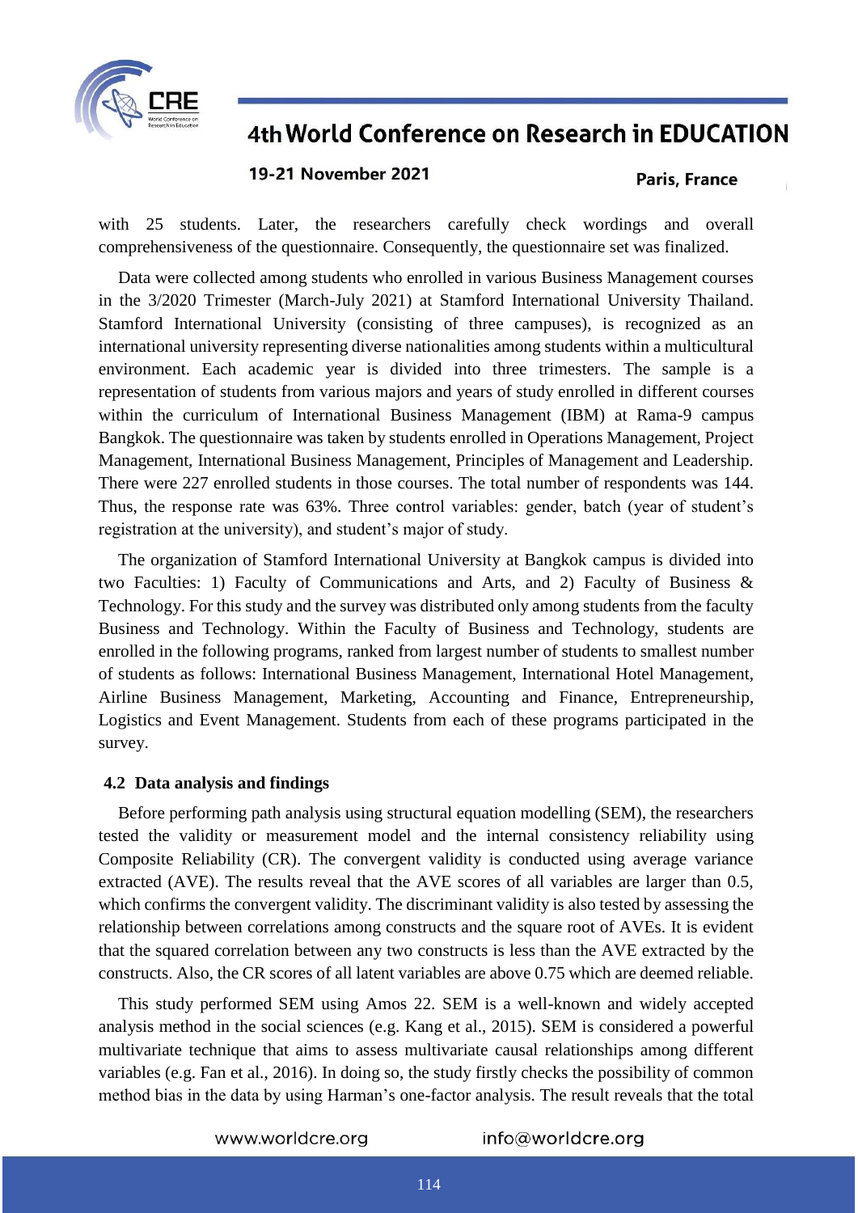with 25 students. Later, the researchers carefully check wordings and overall comprehensiveness of the questionnaire. Consequently, the questionnaire set was finalized.

Data were collected among students who enrolled in various Business Management courses in the 3/2020 Trimester (March-July 2021) at Stamford International University Thailand. Stamford International University (consisting of three campuses), is recognized as an international university representing diverse nationalities among students within a multicultural environment. Each academic year is divided into three trimesters. The sample is a representation of students from various majors and years of study enrolled in different courses within the curriculum of International Business Management (IBM) at Rama-9 campus Bangkok. The questionnaire was taken by students enrolled in Operations Management, Project Management, International Business Management, Principles of Management and Leadership. There were 227 enrolled students in those courses. The total number of respondents was 144. Thus, the response rate was 63%. Three control variables: gender, batch (year of student's registration at the university), and student's major of study.

The organization of Stamford International University at Bangkok campus is divided into two Faculties: 1) Faculty of Communications and Arts, and 2) Faculty of Business & Technology. For this study and the survey was distributed only among students from the faculty Business and Technology. Within the Faculty of Business and Technology, students are enrolled in the following programs, ranked from largest number of students to smallest number of students as follows: International Business Management, International Hotel Management, Airline Business Management, Marketing, Accounting and Finance, Entrepreneurship, Logistics and Event Management. Students from each of these programs participated in the survey.

### 4.2 Data analysis and findings

Before performing path analysis using structural equation modelling (SEM), the researchers tested the validity or measurement model and the internal consistency reliability using Composite Reliability (CR). The convergent validity is conducted using average variance extracted (AVE). The results reveal that the AVE scores of all variables are larger than 0.5, which confirms the convergent validity. The discriminant validity is also tested by assessing the relationship between correlations among constructs and the square root of AVEs. It is evident that the squared correlation between any two constructs is less than the AVE extracted by the constructs. Also, the CR scores of all latent variables are above 0.75 which are deemed reliable.

This study performed SEM using Amos 22. SEM is a well-known and widely accepted analysis method in the social sciences (e.g. Kang et al., 2015). SEM is considered a powerful multivariate technique that aims to assess multivariate causal relationships among different variables (e.g. Fan et al., 2016). In doing so, the study firstly checks the possibility of common method bias in the data by using Harman's one-factor analysis. The result reveals that the total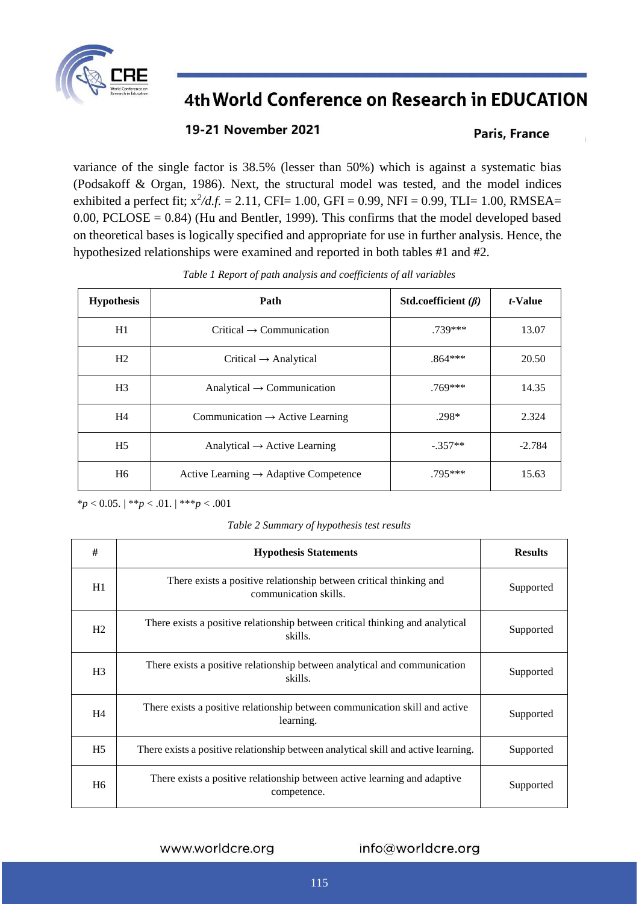variance of the single factor is 38.5% (lesser than 50%) which is against a systematic bias (Podsakoff & Organ, 1986). Next, the structural model was tested, and the model indices exhibited a perfect fit; $x^2/d.f.$ = 2.11, CFI= 1.00, GFI = 0.99, NFI = 0.99, TLI= 1.00, RMSEA= 0.00, PCLOSE = 0.84) (Hu and Bentler, 1999). This confirms that the model developed based on theoretical bases is logically specified and appropriate for use in further analysis. Hence, the hypothesized relationships were examined and reported in both tables #1 and #2.

*Table 1 Report of path analysis and coefficients of all variables*

| Hypothesis | Path | Std.coefficient (*β*) | *t*-Value |
|---|---|---|---|
| H1 | Critical → Communication | .739*** | 13.07 |
| H2 | Critical → Analytical | .864*** | 20.50 |
| H3 | Analytical → Communication | .769*** | 14.35 |
| H4 | Communication → Active Learning | .298* | 2.324 |
| H5 | Analytical → Active Learning | -.357** | -2.784 |
| H6 | Active Learning → Adaptive Competence | .795*** | 15.63 |

*$p < 0.05$. | **$p < .01$. | ***$p < .001$

*Table 2 Summary of hypothesis test results*

| # | Hypothesis Statements | Results |
|---|---|---|
| H1 | There exists a positive relationship between critical thinking and communication skills. | Supported |
| H2 | There exists a positive relationship between critical thinking and analytical skills. | Supported |
| H3 | There exists a positive relationship between analytical and communication skills. | Supported |
| H4 | There exists a positive relationship between communication skill and active learning. | Supported |
| H5 | There exists a positive relationship between analytical skill and active learning. | Supported |
| H6 | There exists a positive relationship between active learning and adaptive competence. | Supported |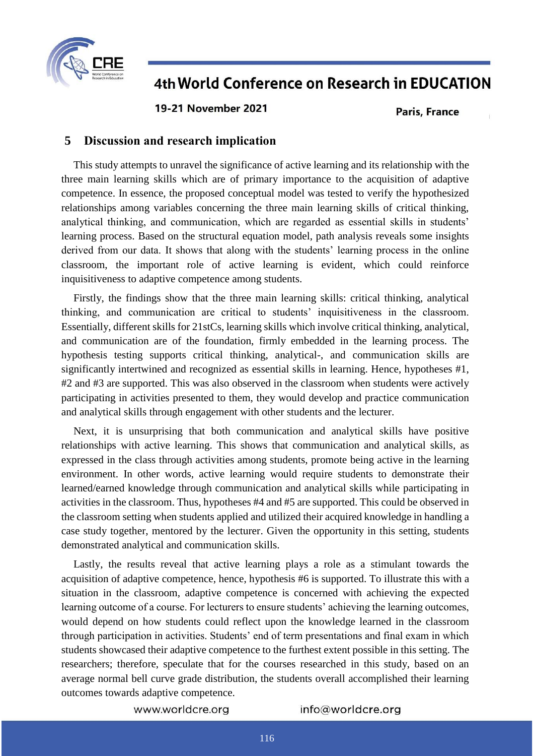## 5 Discussion and research implication

This study attempts to unravel the significance of active learning and its relationship with the three main learning skills which are of primary importance to the acquisition of adaptive competence. In essence, the proposed conceptual model was tested to verify the hypothesized relationships among variables concerning the three main learning skills of critical thinking, analytical thinking, and communication, which are regarded as essential skills in students' learning process. Based on the structural equation model, path analysis reveals some insights derived from our data. It shows that along with the students' learning process in the online classroom, the important role of active learning is evident, which could reinforce inquisitiveness to adaptive competence among students.

Firstly, the findings show that the three main learning skills: critical thinking, analytical thinking, and communication are critical to students' inquisitiveness in the classroom. Essentially, different skills for 21stCs, learning skills which involve critical thinking, analytical, and communication are of the foundation, firmly embedded in the learning process. The hypothesis testing supports critical thinking, analytical-, and communication skills are significantly intertwined and recognized as essential skills in learning. Hence, hypotheses #1, #2 and #3 are supported. This was also observed in the classroom when students were actively participating in activities presented to them, they would develop and practice communication and analytical skills through engagement with other students and the lecturer.

Next, it is unsurprising that both communication and analytical skills have positive relationships with active learning. This shows that communication and analytical skills, as expressed in the class through activities among students, promote being active in the learning environment. In other words, active learning would require students to demonstrate their learned/earned knowledge through communication and analytical skills while participating in activities in the classroom. Thus, hypotheses #4 and #5 are supported. This could be observed in the classroom setting when students applied and utilized their acquired knowledge in handling a case study together, mentored by the lecturer. Given the opportunity in this setting, students demonstrated analytical and communication skills.

Lastly, the results reveal that active learning plays a role as a stimulant towards the acquisition of adaptive competence, hence, hypothesis #6 is supported. To illustrate this with a situation in the classroom, adaptive competence is concerned with achieving the expected learning outcome of a course. For lecturers to ensure students' achieving the learning outcomes, would depend on how students could reflect upon the knowledge learned in the classroom through participation in activities. Students' end of term presentations and final exam in which students showcased their adaptive competence to the furthest extent possible in this setting. The researchers; therefore, speculate that for the courses researched in this study, based on an average normal bell curve grade distribution, the students overall accomplished their learning outcomes towards adaptive competence.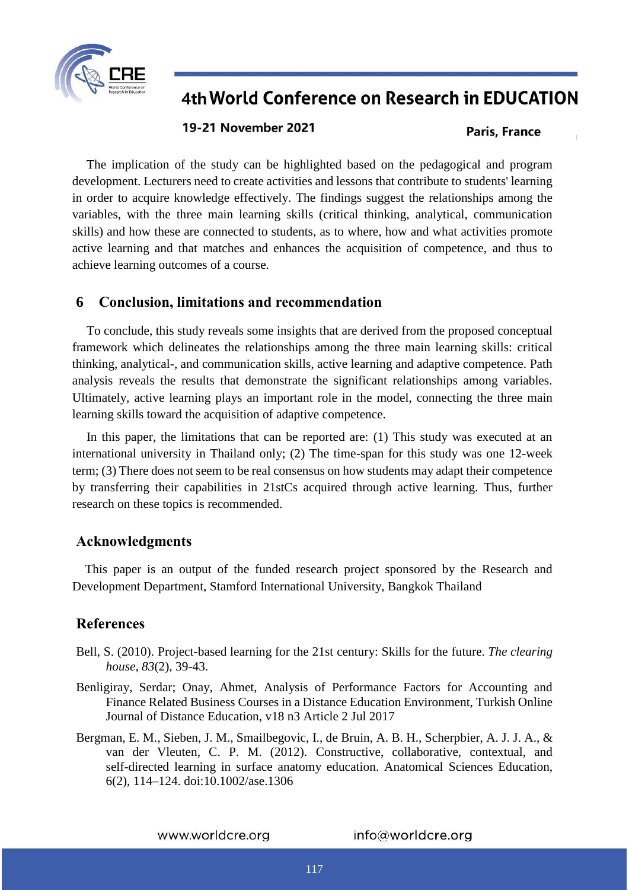The implication of the study can be highlighted based on the pedagogical and program development. Lecturers need to create activities and lessons that contribute to students' learning in order to acquire knowledge effectively. The findings suggest the relationships among the variables, with the three main learning skills (critical thinking, analytical, communication skills) and how these are connected to students, as to where, how and what activities promote active learning and that matches and enhances the acquisition of competence, and thus to achieve learning outcomes of a course.

## 6 Conclusion, limitations and recommendation

To conclude, this study reveals some insights that are derived from the proposed conceptual framework which delineates the relationships among the three main learning skills: critical thinking, analytical-, and communication skills, active learning and adaptive competence. Path analysis reveals the results that demonstrate the significant relationships among variables. Ultimately, active learning plays an important role in the model, connecting the three main learning skills toward the acquisition of adaptive competence.

In this paper, the limitations that can be reported are: (1) This study was executed at an international university in Thailand only; (2) The time-span for this study was one 12-week term; (3) There does not seem to be real consensus on how students may adapt their competence by transferring their capabilities in 21stCs acquired through active learning. Thus, further research on these topics is recommended.

## Acknowledgments

This paper is an output of the funded research project sponsored by the Research and Development Department, Stamford International University, Bangkok Thailand

## References

Bell, S. (2010). Project-based learning for the 21st century: Skills for the future. *The clearing house*, *83*(2), 39-43.

Benligiray, Serdar; Onay, Ahmet, Analysis of Performance Factors for Accounting and Finance Related Business Courses in a Distance Education Environment, Turkish Online Journal of Distance Education, v18 n3 Article 2 Jul 2017

Bergman, E. M., Sieben, J. M., Smailbegovic, I., de Bruin, A. B. H., Scherpbier, A. J. J. A., & van der Vleuten, C. P. M. (2012). Constructive, collaborative, contextual, and self-directed learning in surface anatomy education. Anatomical Sciences Education, 6(2), 114–124. doi:10.1002/ase.1306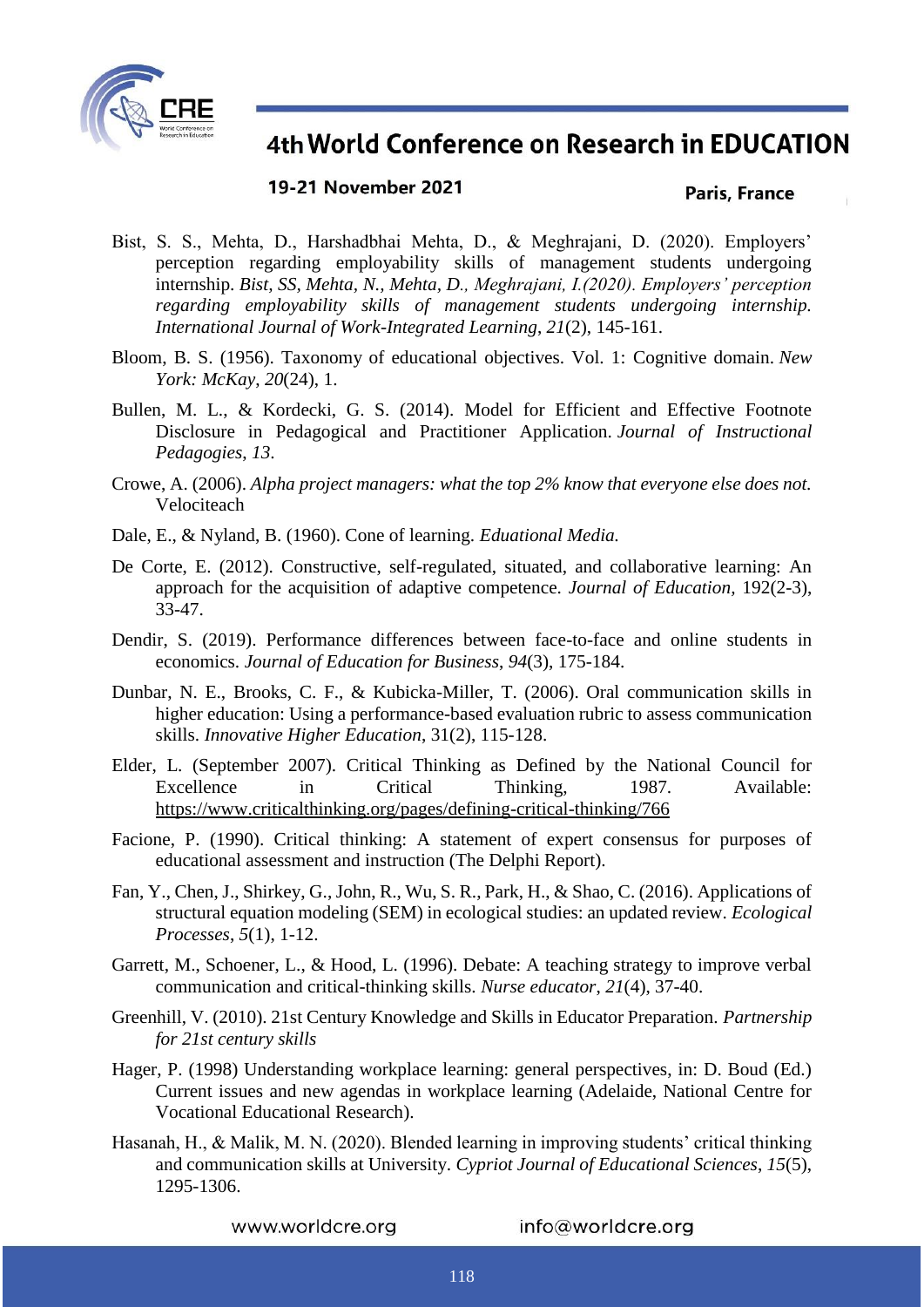Bist, S. S., Mehta, D., Harshadbhai Mehta, D., & Meghrajani, D. (2020). Employers' perception regarding employability skills of management students undergoing internship. *Bist, SS, Mehta, N., Mehta, D., Meghrajani, I.(2020). Employers' perception regarding employability skills of management students undergoing internship. International Journal of Work-Integrated Learning*, *21*(2), 145-161.

Bloom, B. S. (1956). Taxonomy of educational objectives. Vol. 1: Cognitive domain. *New York: McKay*, *20*(24), 1.

Bullen, M. L., & Kordecki, G. S. (2014). Model for Efficient and Effective Footnote Disclosure in Pedagogical and Practitioner Application. *Journal of Instructional Pedagogies*, *13*.

Crowe, A. (2006). *Alpha project managers: what the top 2% know that everyone else does not.* Velociteach

Dale, E., & Nyland, B. (1960). Cone of learning. *Eduational Media.*

De Corte, E. (2012). Constructive, self-regulated, situated, and collaborative learning: An approach for the acquisition of adaptive competence. *Journal of Education*, 192(2-3), 33-47.

Dendir, S. (2019). Performance differences between face-to-face and online students in economics. *Journal of Education for Business*, *94*(3), 175-184.

Dunbar, N. E., Brooks, C. F., & Kubicka-Miller, T. (2006). Oral communication skills in higher education: Using a performance-based evaluation rubric to assess communication skills. *Innovative Higher Education*, 31(2), 115-128.

Elder, L. (September 2007). Critical Thinking as Defined by the National Council for Excellence in Critical Thinking, 1987. Available: https://www.criticalthinking.org/pages/defining-critical-thinking/766

Facione, P. (1990). Critical thinking: A statement of expert consensus for purposes of educational assessment and instruction (The Delphi Report).

Fan, Y., Chen, J., Shirkey, G., John, R., Wu, S. R., Park, H., & Shao, C. (2016). Applications of structural equation modeling (SEM) in ecological studies: an updated review. *Ecological Processes*, *5*(1), 1-12.

Garrett, M., Schoener, L., & Hood, L. (1996). Debate: A teaching strategy to improve verbal communication and critical-thinking skills. *Nurse educator*, *21*(4), 37-40.

Greenhill, V. (2010). 21st Century Knowledge and Skills in Educator Preparation. *Partnership for 21st century skills*

Hager, P. (1998) Understanding workplace learning: general perspectives, in: D. Boud (Ed.) Current issues and new agendas in workplace learning (Adelaide, National Centre for Vocational Educational Research).

Hasanah, H., & Malik, M. N. (2020). Blended learning in improving students' critical thinking and communication skills at University. *Cypriot Journal of Educational Sciences*, *15*(5), 1295-1306.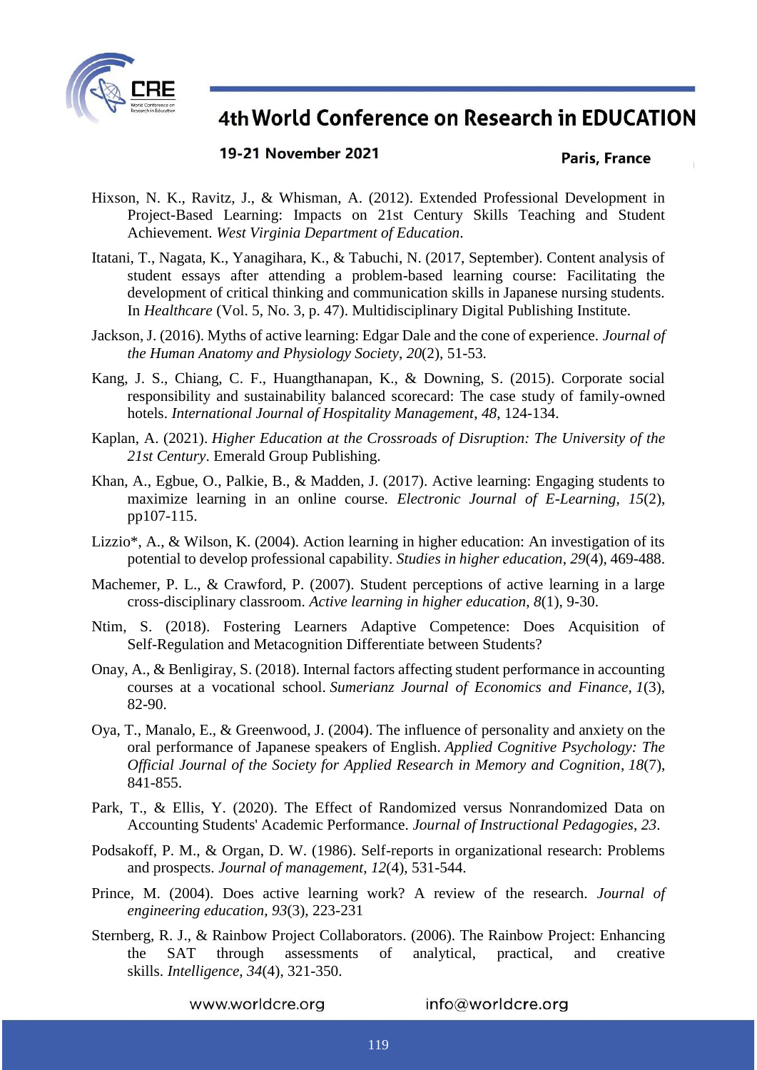Hixson, N. K., Ravitz, J., & Whisman, A. (2012). Extended Professional Development in Project-Based Learning: Impacts on 21st Century Skills Teaching and Student Achievement. *West Virginia Department of Education*.

Itatani, T., Nagata, K., Yanagihara, K., & Tabuchi, N. (2017, September). Content analysis of student essays after attending a problem-based learning course: Facilitating the development of critical thinking and communication skills in Japanese nursing students. In *Healthcare* (Vol. 5, No. 3, p. 47). Multidisciplinary Digital Publishing Institute.

Jackson, J. (2016). Myths of active learning: Edgar Dale and the cone of experience. *Journal of the Human Anatomy and Physiology Society*, *20*(2), 51-53.

Kang, J. S., Chiang, C. F., Huangthanapan, K., & Downing, S. (2015). Corporate social responsibility and sustainability balanced scorecard: The case study of family-owned hotels. *International Journal of Hospitality Management*, *48*, 124-134.

Kaplan, A. (2021). *Higher Education at the Crossroads of Disruption: The University of the 21st Century*. Emerald Group Publishing.

Khan, A., Egbue, O., Palkie, B., & Madden, J. (2017). Active learning: Engaging students to maximize learning in an online course. *Electronic Journal of E-Learning*, *15*(2), pp107-115.

Lizzio*, A., & Wilson, K. (2004). Action learning in higher education: An investigation of its potential to develop professional capability. *Studies in higher education*, *29*(4), 469-488.

Machemer, P. L., & Crawford, P. (2007). Student perceptions of active learning in a large cross-disciplinary classroom. *Active learning in higher education*, *8*(1), 9-30.

Ntim, S. (2018). Fostering Learners Adaptive Competence: Does Acquisition of Self-Regulation and Metacognition Differentiate between Students?

Onay, A., & Benligiray, S. (2018). Internal factors affecting student performance in accounting courses at a vocational school. *Sumerianz Journal of Economics and Finance*, *1*(3), 82-90.

Oya, T., Manalo, E., & Greenwood, J. (2004). The influence of personality and anxiety on the oral performance of Japanese speakers of English. *Applied Cognitive Psychology: The Official Journal of the Society for Applied Research in Memory and Cognition*, *18*(7), 841-855.

Park, T., & Ellis, Y. (2020). The Effect of Randomized versus Nonrandomized Data on Accounting Students' Academic Performance. *Journal of Instructional Pedagogies*, *23*.

Podsakoff, P. M., & Organ, D. W. (1986). Self-reports in organizational research: Problems and prospects. *Journal of management*, *12*(4), 531-544.

Prince, M. (2004). Does active learning work? A review of the research. *Journal of engineering education*, *93*(3), 223-231

Sternberg, R. J., & Rainbow Project Collaborators. (2006). The Rainbow Project: Enhancing the SAT through assessments of analytical, practical, and creative skills. *Intelligence*, *34*(4), 321-350.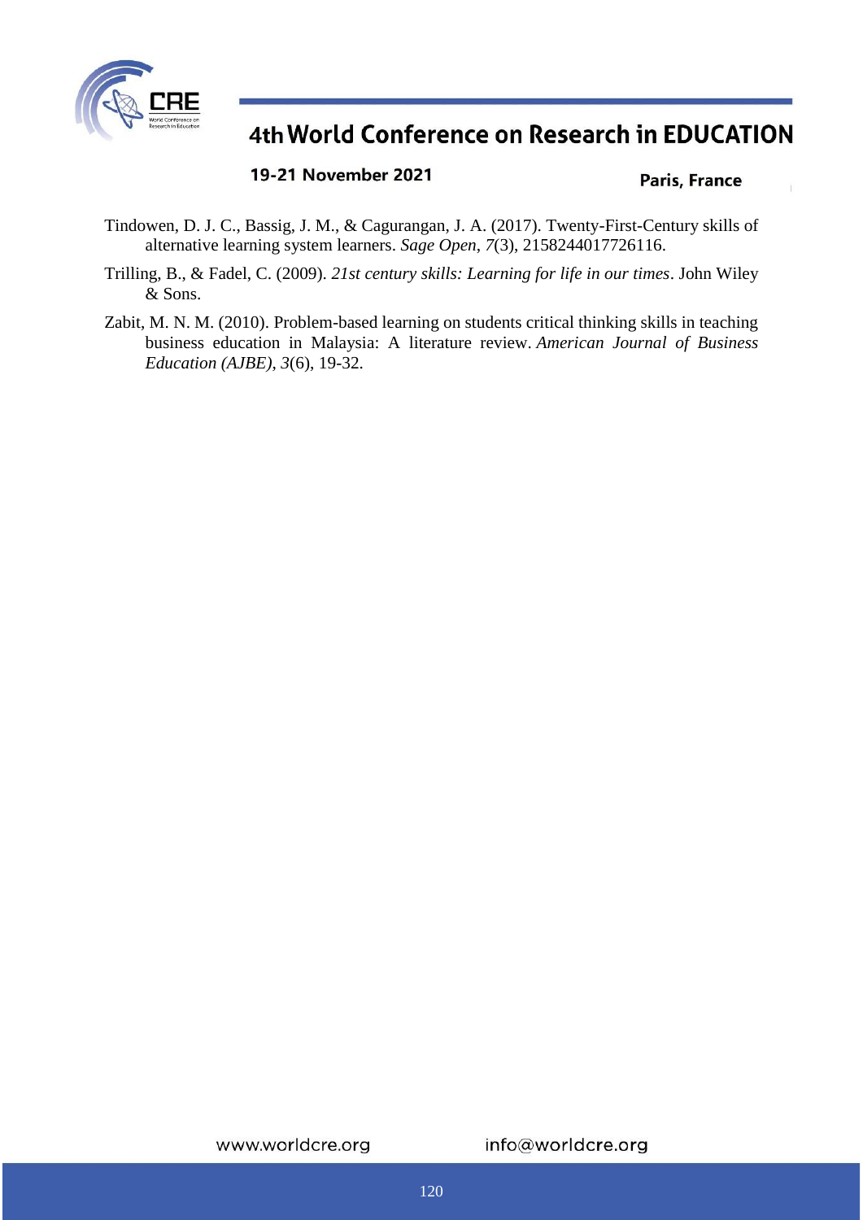Tindowen, D. J. C., Bassig, J. M., & Cagurangan, J. A. (2017). Twenty-First-Century skills of alternative learning system learners. *Sage Open*, *7*(3), 2158244017726116.

Trilling, B., & Fadel, C. (2009). *21st century skills: Learning for life in our times*. John Wiley & Sons.

Zabit, M. N. M. (2010). Problem-based learning on students critical thinking skills in teaching business education in Malaysia: A literature review. *American Journal of Business Education (AJBE)*, *3*(6), 19-32.